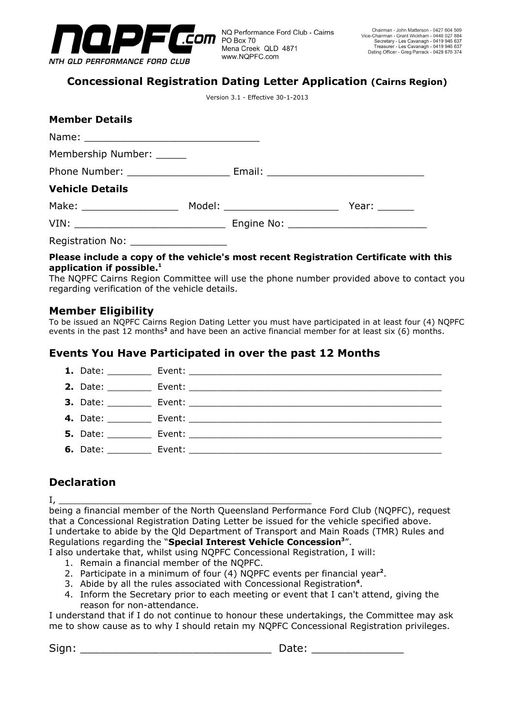NQPFC.com
NTH QLD PERFORMANCE FORD CLUB

NQ Performance Ford Club - Cairns
PO Box 70
Mena Creek QLD 4871
www.NQPFC.com

Chairman - John Matterson - 0427 604 509
Vice-Chairman - Grant Wickham - 0448 027 884
Secretary - Les Cavanagh - 0419 946 637
Treasurer - Les Cavanagh - 0419 946 637
Dating Officer - Greg Parrack - 0428 676 374

# Concessional Registration Dating Letter Application (Cairns Region)

Version 3.1 - Effective 30-1-2013

### Member Details

Name: ____________________________

Membership Number: _____

Phone Number: ________________ Email: _________________________

### Vehicle Details

Make: _______________ Model: ___________________ Year: ______

VIN: ________________________ Engine No: ______________________

Registration No: _______________

**Please include a copy of the vehicle's most recent Registration Certificate with this application if possible.[1]**

The NQPFC Cairns Region Committee will use the phone number provided above to contact you regarding verification of the vehicle details.

## Member Eligibility

To be issued an NQPFC Cairns Region Dating Letter you must have participated in at least four (4) NQPFC events in the past 12 months[2] and have been an active financial member for at least six (6) months.

## Events You Have Participated in over the past 12 Months

1. Date: ________ Event: ______________________________________________
2. Date: ________ Event: ______________________________________________
3. Date: ________ Event: ______________________________________________
4. Date: ________ Event: ______________________________________________
5. Date: ________ Event: ______________________________________________
6. Date: ________ Event: ______________________________________________

## Declaration

I, ______________________________________________

being a financial member of the North Queensland Performance Ford Club (NQPFC), request that a Concessional Registration Dating Letter be issued for the vehicle specified above.
I undertake to abide by the Qld Department of Transport and Main Roads (TMR) Rules and Regulations regarding the "**Special Interest Vehicle Concession[3]**".
I also undertake that, whilst using NQPFC Concessional Registration, I will:

1. Remain a financial member of the NQPFC.
2. Participate in a minimum of four (4) NQPFC events per financial year[2].
3. Abide by all the rules associated with Concessional Registration[4].
4. Inform the Secretary prior to each meeting or event that I can't attend, giving the reason for non-attendance.

I understand that if I do not continue to honour these undertakings, the Committee may ask me to show cause as to why I should retain my NQPFC Concessional Registration privileges.

Sign: ______________________________ Date: ______________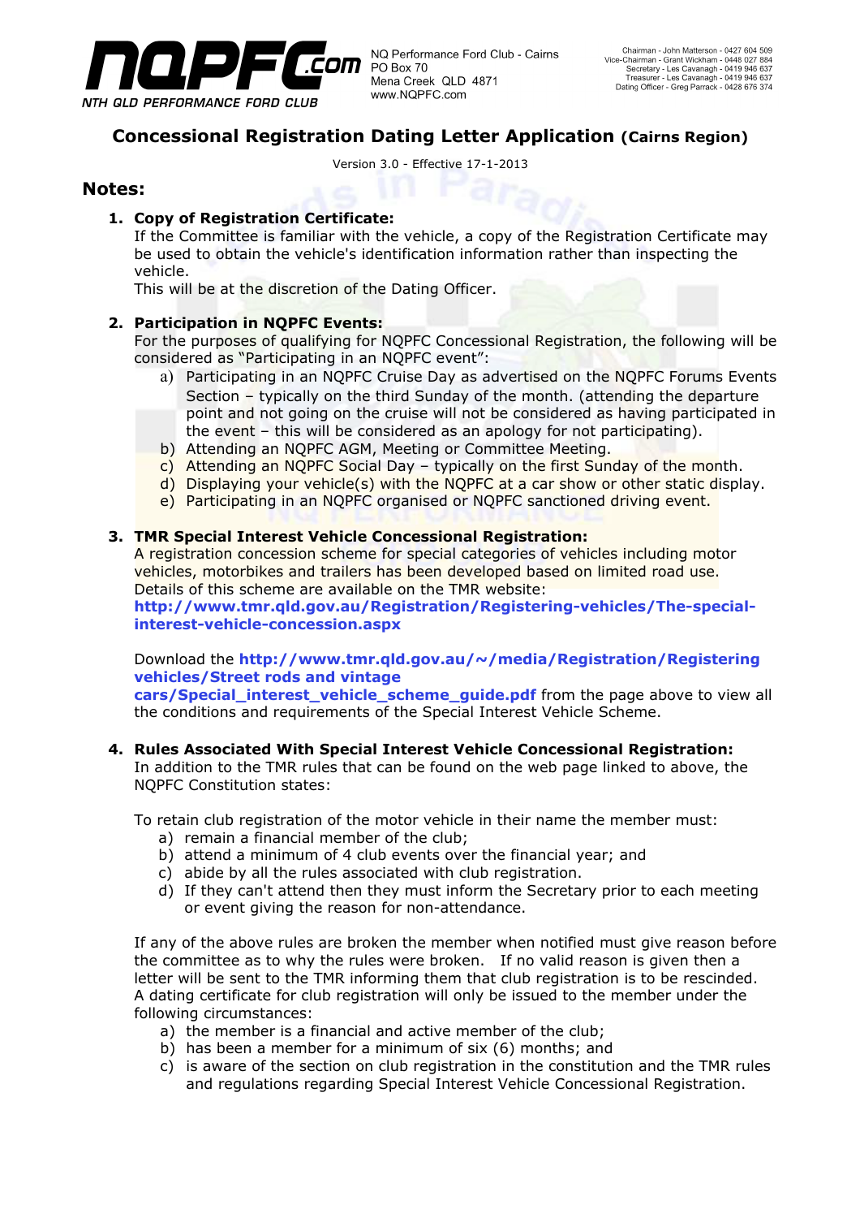NQ Performance Ford Club - Cairns
PO Box 70
Mena Creek QLD 4871
www.NQPFC.com

Chairman - John Matterson - 0427 604 509
Vice-Chairman - Grant Wickham - 0448 027 884
Secretary - Les Cavanagh - 0419 946 637
Treasurer - Les Cavanagh - 0419 946 637
Dating Officer - Greg Parrack - 0428 676 374

## Concessional Registration Dating Letter Application (Cairns Region)

Version 3.0 - Effective 17-1-2013

### Notes:

1. **Copy of Registration Certificate:**
   If the Committee is familiar with the vehicle, a copy of the Registration Certificate may be used to obtain the vehicle's identification information rather than inspecting the vehicle.
   This will be at the discretion of the Dating Officer.

2. **Participation in NQPFC Events:**
   For the purposes of qualifying for NQPFC Concessional Registration, the following will be considered as "Participating in an NQPFC event":
   a) Participating in an NQPFC Cruise Day as advertised on the NQPFC Forums Events Section – typically on the third Sunday of the month. (attending the departure point and not going on the cruise will not be considered as having participated in the event – this will be considered as an apology for not participating).
   b) Attending an NQPFC AGM, Meeting or Committee Meeting.
   c) Attending an NQPFC Social Day – typically on the first Sunday of the month.
   d) Displaying your vehicle(s) with the NQPFC at a car show or other static display.
   e) Participating in an NQPFC organised or NQPFC sanctioned driving event.

3. **TMR Special Interest Vehicle Concessional Registration:**
   A registration concession scheme for special categories of vehicles including motor vehicles, motorbikes and trailers has been developed based on limited road use.
   Details of this scheme are available on the TMR website:
   **http://www.tmr.qld.gov.au/Registration/Registering-vehicles/The-special-interest-vehicle-concession.aspx**

   Download the **http://www.tmr.qld.gov.au/~/media/Registration/Registering vehicles/Street rods and vintage cars/Special_interest_vehicle_scheme_guide.pdf** from the page above to view all the conditions and requirements of the Special Interest Vehicle Scheme.

4. **Rules Associated With Special Interest Vehicle Concessional Registration:**
   In addition to the TMR rules that can be found on the web page linked to above, the NQPFC Constitution states:

   To retain club registration of the motor vehicle in their name the member must:
   a) remain a financial member of the club;
   b) attend a minimum of 4 club events over the financial year; and
   c) abide by all the rules associated with club registration.
   d) If they can't attend then they must inform the Secretary prior to each meeting or event giving the reason for non-attendance.

   If any of the above rules are broken the member when notified must give reason before the committee as to why the rules were broken. If no valid reason is given then a letter will be sent to the TMR informing them that club registration is to be rescinded.
   A dating certificate for club registration will only be issued to the member under the following circumstances:
   a) the member is a financial and active member of the club;
   b) has been a member for a minimum of six (6) months; and
   c) is aware of the section on club registration in the constitution and the TMR rules and regulations regarding Special Interest Vehicle Concessional Registration.